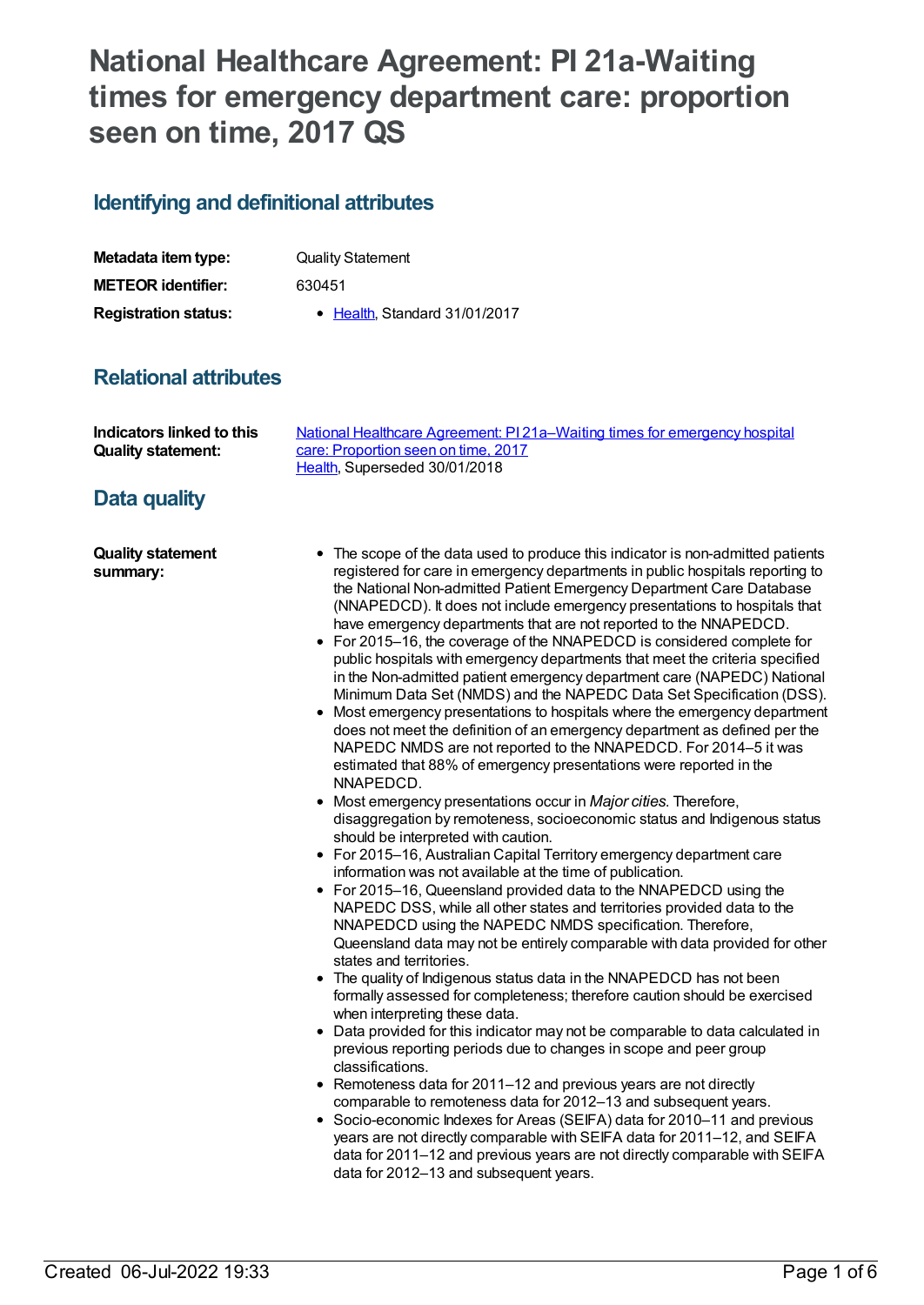# National Healthcare Agreement: PI 21a-Waiting times for emergency department care: proportion seen on time, 2017 QS

## Identifying and definitional attributes

| | |
|---|---|
| **Metadata item type:** | Quality Statement |
| **METEOR identifier:** | 630451 |
| **Registration status:** | • Health, Standard 31/01/2017 |

## Relational attributes

| | |
|---|---|
| **Indicators linked to this Quality statement:** | National Healthcare Agreement: PI 21a–Waiting times for emergency hospital care: Proportion seen on time, 2017<br>Health, Superseded 30/01/2018 |

## Data quality

**Quality statement summary:**

- The scope of the data used to produce this indicator is non-admitted patients registered for care in emergency departments in public hospitals reporting to the National Non-admitted Patient Emergency Department Care Database (NNAPEDCD). It does not include emergency presentations to hospitals that have emergency departments that are not reported to the NNAPEDCD.
- For 2015–16, the coverage of the NNAPEDCD is considered complete for public hospitals with emergency departments that meet the criteria specified in the Non-admitted patient emergency department care (NAPEDC) National Minimum Data Set (NMDS) and the NAPEDC Data Set Specification (DSS).
- Most emergency presentations to hospitals where the emergency department does not meet the definition of an emergency department as defined per the NAPEDC NMDS are not reported to the NNAPEDCD. For 2014–5 it was estimated that 88% of emergency presentations were reported in the NNAPEDCD.
- Most emergency presentations occur in *Major cities*. Therefore, disaggregation by remoteness, socioeconomic status and Indigenous status should be interpreted with caution.
- For 2015–16, Australian Capital Territory emergency department care information was not available at the time of publication.
- For 2015–16, Queensland provided data to the NNAPEDCD using the NAPEDC DSS, while all other states and territories provided data to the NNAPEDCD using the NAPEDC NMDS specification. Therefore, Queensland data may not be entirely comparable with data provided for other states and territories.
- The quality of Indigenous status data in the NNAPEDCD has not been formally assessed for completeness; therefore caution should be exercised when interpreting these data.
- Data provided for this indicator may not be comparable to data calculated in previous reporting periods due to changes in scope and peer group classifications.
- Remoteness data for 2011–12 and previous years are not directly comparable to remoteness data for 2012–13 and subsequent years.
- Socio-economic Indexes for Areas (SEIFA) data for 2010–11 and previous years are not directly comparable with SEIFA data for 2011–12, and SEIFA data for 2011–12 and previous years are not directly comparable with SEIFA data for 2012–13 and subsequent years.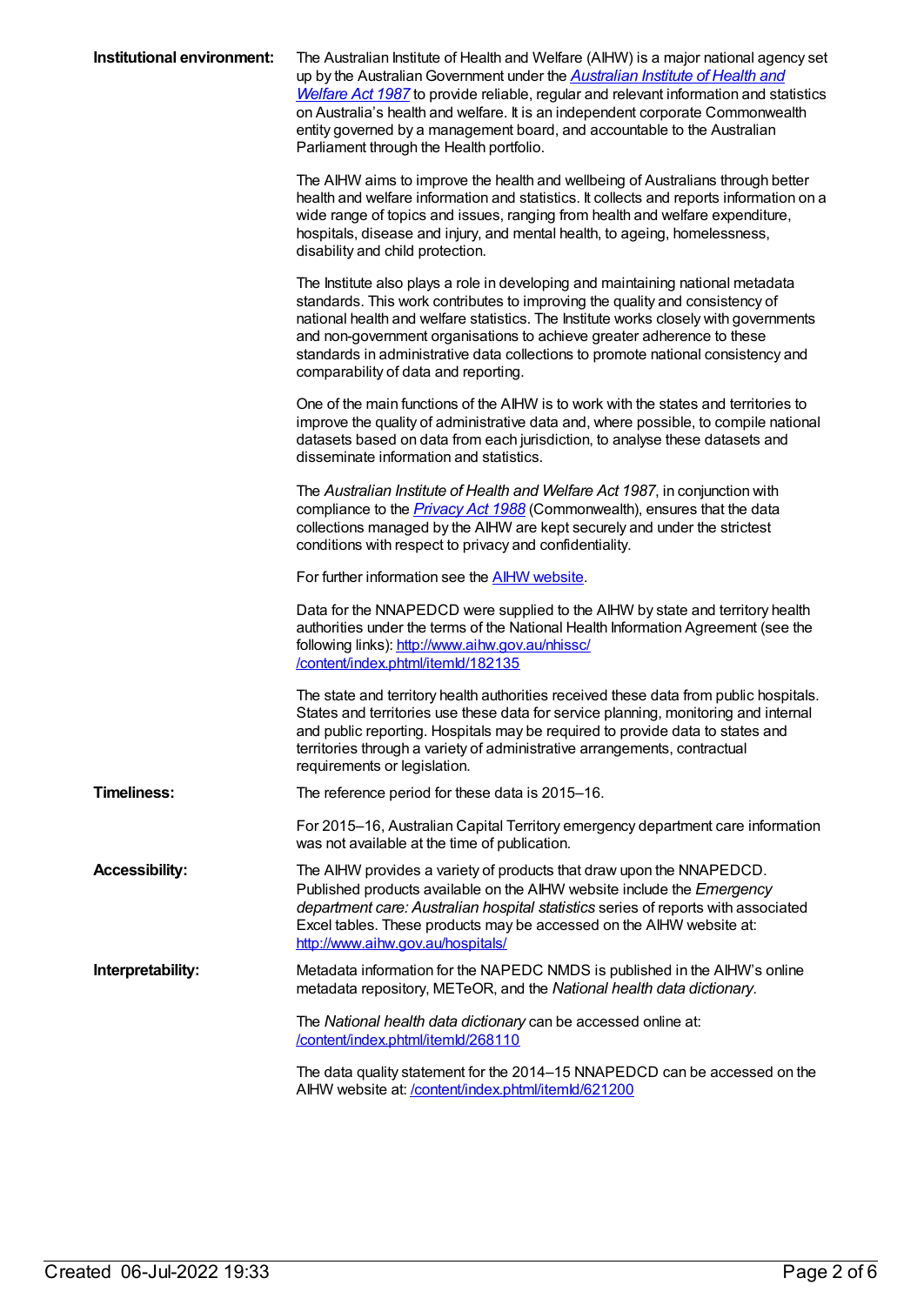**Institutional environment:**

The Australian Institute of Health and Welfare (AIHW) is a major national agency set up by the Australian Government under the *[Australian Institute of Health and Welfare Act 1987](#)* to provide reliable, regular and relevant information and statistics on Australia's health and welfare. It is an independent corporate Commonwealth entity governed by a management board, and accountable to the Australian Parliament through the Health portfolio.

The AIHW aims to improve the health and wellbeing of Australians through better health and welfare information and statistics. It collects and reports information on a wide range of topics and issues, ranging from health and welfare expenditure, hospitals, disease and injury, and mental health, to ageing, homelessness, disability and child protection.

The Institute also plays a role in developing and maintaining national metadata standards. This work contributes to improving the quality and consistency of national health and welfare statistics. The Institute works closely with governments and non-government organisations to achieve greater adherence to these standards in administrative data collections to promote national consistency and comparability of data and reporting.

One of the main functions of the AIHW is to work with the states and territories to improve the quality of administrative data and, where possible, to compile national datasets based on data from each jurisdiction, to analyse these datasets and disseminate information and statistics.

The *Australian Institute of Health and Welfare Act 1987*, in conjunction with compliance to the *[Privacy Act 1988](#)* (Commonwealth), ensures that the data collections managed by the AIHW are kept securely and under the strictest conditions with respect to privacy and confidentiality.

For further information see the [AIHW website](#).

Data for the NNAPEDCD were supplied to the AIHW by state and territory health authorities under the terms of the National Health Information Agreement (see the following links): http://www.aihw.gov.au/nhissc/content/index.phtml/itemId/182135

The state and territory health authorities received these data from public hospitals. States and territories use these data for service planning, monitoring and internal and public reporting. Hospitals may be required to provide data to states and territories through a variety of administrative arrangements, contractual requirements or legislation.

**Timeliness:**

The reference period for these data is 2015–16.

For 2015–16, Australian Capital Territory emergency department care information was not available at the time of publication.

**Accessibility:**

The AIHW provides a variety of products that draw upon the NNAPEDCD. Published products available on the AIHW website include the *Emergency department care: Australian hospital statistics* series of reports with associated Excel tables. These products may be accessed on the AIHW website at: http://www.aihw.gov.au/hospitals/

**Interpretability:**

Metadata information for the NAPEDC NMDS is published in the AIHW's online metadata repository, METeOR, and the *National health data dictionary*.

The *National health data dictionary* can be accessed online at: /content/index.phtml/itemId/268110

The data quality statement for the 2014–15 NNAPEDCD can be accessed on the AIHW website at: /content/index.phtml/itemId/621200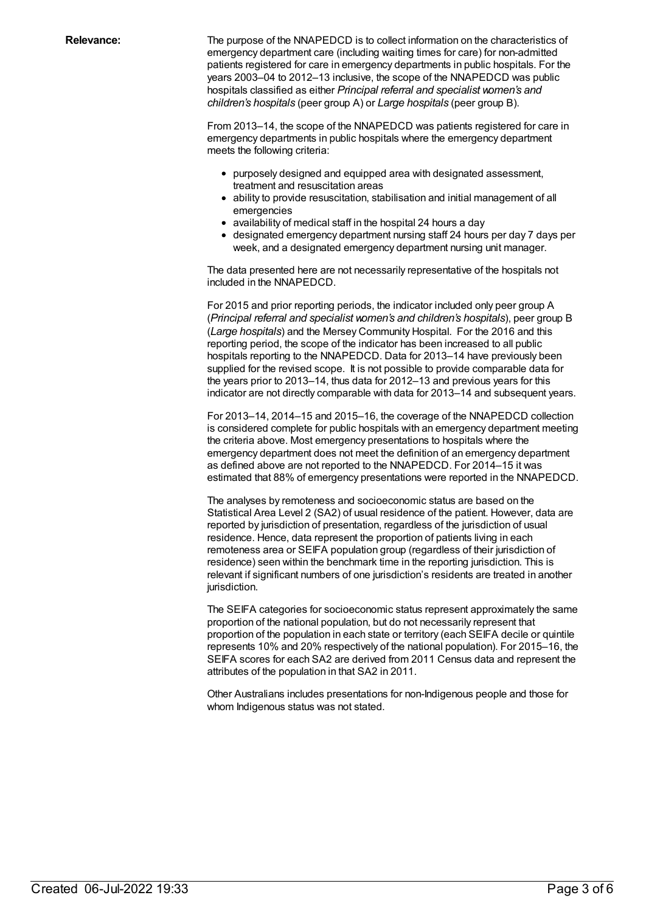**Relevance:**

The purpose of the NNAPEDCD is to collect information on the characteristics of emergency department care (including waiting times for care) for non-admitted patients registered for care in emergency departments in public hospitals. For the years 2003–04 to 2012–13 inclusive, the scope of the NNAPEDCD was public hospitals classified as either *Principal referral and specialist women's and children's hospitals* (peer group A) or *Large hospitals* (peer group B).

From 2013–14, the scope of the NNAPEDCD was patients registered for care in emergency departments in public hospitals where the emergency department meets the following criteria:

- purposely designed and equipped area with designated assessment, treatment and resuscitation areas
- ability to provide resuscitation, stabilisation and initial management of all emergencies
- availability of medical staff in the hospital 24 hours a day
- designated emergency department nursing staff 24 hours per day 7 days per week, and a designated emergency department nursing unit manager.

The data presented here are not necessarily representative of the hospitals not included in the NNAPEDCD.

For 2015 and prior reporting periods, the indicator included only peer group A (*Principal referral and specialist women's and children's hospitals*), peer group B (*Large hospitals*) and the Mersey Community Hospital. For the 2016 and this reporting period, the scope of the indicator has been increased to all public hospitals reporting to the NNAPEDCD. Data for 2013–14 have previously been supplied for the revised scope. It is not possible to provide comparable data for the years prior to 2013–14, thus data for 2012–13 and previous years for this indicator are not directly comparable with data for 2013–14 and subsequent years.

For 2013–14, 2014–15 and 2015–16, the coverage of the NNAPEDCD collection is considered complete for public hospitals with an emergency department meeting the criteria above. Most emergency presentations to hospitals where the emergency department does not meet the definition of an emergency department as defined above are not reported to the NNAPEDCD. For 2014–15 it was estimated that 88% of emergency presentations were reported in the NNAPEDCD.

The analyses by remoteness and socioeconomic status are based on the Statistical Area Level 2 (SA2) of usual residence of the patient. However, data are reported by jurisdiction of presentation, regardless of the jurisdiction of usual residence. Hence, data represent the proportion of patients living in each remoteness area or SEIFA population group (regardless of their jurisdiction of residence) seen within the benchmark time in the reporting jurisdiction. This is relevant if significant numbers of one jurisdiction's residents are treated in another jurisdiction.

The SEIFA categories for socioeconomic status represent approximately the same proportion of the national population, but do not necessarily represent that proportion of the population in each state or territory (each SEIFA decile or quintile represents 10% and 20% respectively of the national population). For 2015–16, the SEIFA scores for each SA2 are derived from 2011 Census data and represent the attributes of the population in that SA2 in 2011.

Other Australians includes presentations for non-Indigenous people and those for whom Indigenous status was not stated.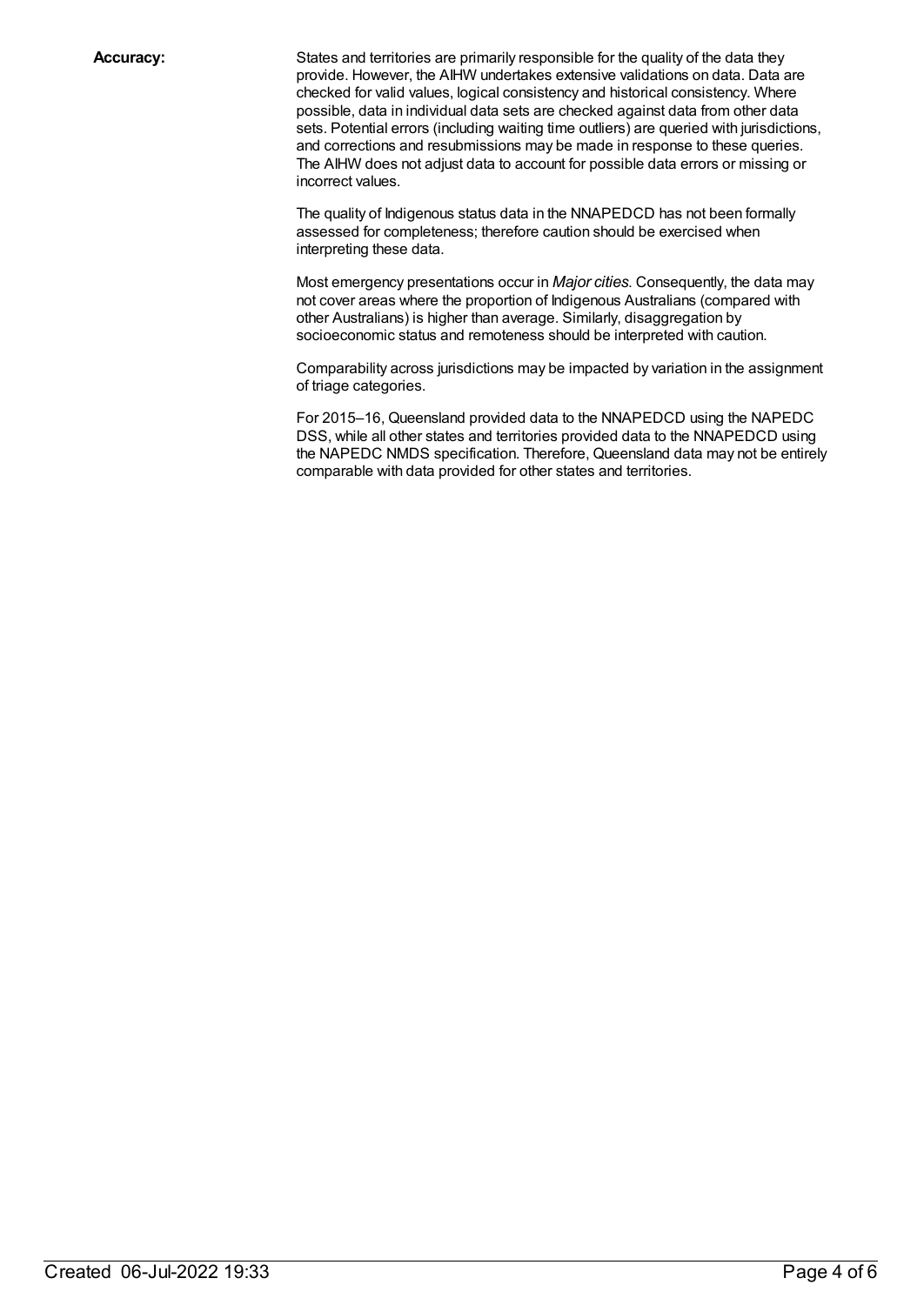**Accuracy:**

States and territories are primarily responsible for the quality of the data they provide. However, the AIHW undertakes extensive validations on data. Data are checked for valid values, logical consistency and historical consistency. Where possible, data in individual data sets are checked against data from other data sets. Potential errors (including waiting time outliers) are queried with jurisdictions, and corrections and resubmissions may be made in response to these queries. The AIHW does not adjust data to account for possible data errors or missing or incorrect values.

The quality of Indigenous status data in the NNAPEDCD has not been formally assessed for completeness; therefore caution should be exercised when interpreting these data.

Most emergency presentations occur in *Major cities*. Consequently, the data may not cover areas where the proportion of Indigenous Australians (compared with other Australians) is higher than average. Similarly, disaggregation by socioeconomic status and remoteness should be interpreted with caution.

Comparability across jurisdictions may be impacted by variation in the assignment of triage categories.

For 2015–16, Queensland provided data to the NNAPEDCD using the NAPEDC DSS, while all other states and territories provided data to the NNAPEDCD using the NAPEDC NMDS specification. Therefore, Queensland data may not be entirely comparable with data provided for other states and territories.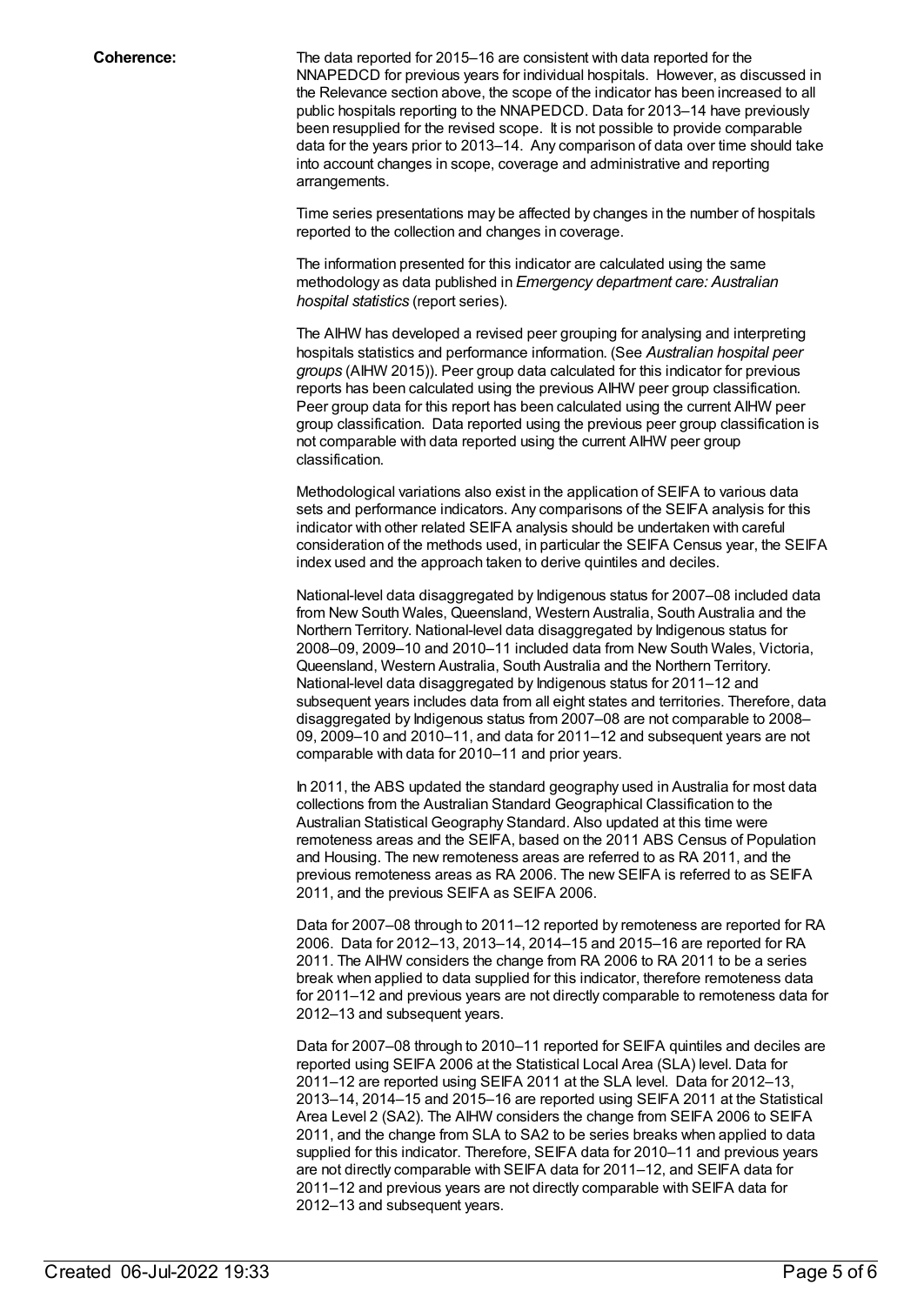**Coherence:**

The data reported for 2015–16 are consistent with data reported for the NNAPEDCD for previous years for individual hospitals. However, as discussed in the Relevance section above, the scope of the indicator has been increased to all public hospitals reporting to the NNAPEDCD. Data for 2013–14 have previously been resupplied for the revised scope. It is not possible to provide comparable data for the years prior to 2013–14. Any comparison of data over time should take into account changes in scope, coverage and administrative and reporting arrangements.

Time series presentations may be affected by changes in the number of hospitals reported to the collection and changes in coverage.

The information presented for this indicator are calculated using the same methodology as data published in *Emergency department care: Australian hospital statistics* (report series).

The AIHW has developed a revised peer grouping for analysing and interpreting hospitals statistics and performance information. (See *Australian hospital peer groups* (AIHW 2015)). Peer group data calculated for this indicator for previous reports has been calculated using the previous AIHW peer group classification. Peer group data for this report has been calculated using the current AIHW peer group classification. Data reported using the previous peer group classification is not comparable with data reported using the current AIHW peer group classification.

Methodological variations also exist in the application of SEIFA to various data sets and performance indicators. Any comparisons of the SEIFA analysis for this indicator with other related SEIFA analysis should be undertaken with careful consideration of the methods used, in particular the SEIFA Census year, the SEIFA index used and the approach taken to derive quintiles and deciles.

National-level data disaggregated by Indigenous status for 2007–08 included data from New South Wales, Queensland, Western Australia, South Australia and the Northern Territory. National-level data disaggregated by Indigenous status for 2008–09, 2009–10 and 2010–11 included data from New South Wales, Victoria, Queensland, Western Australia, South Australia and the Northern Territory. National-level data disaggregated by Indigenous status for 2011–12 and subsequent years includes data from all eight states and territories. Therefore, data disaggregated by Indigenous status from 2007–08 are not comparable to 2008–09, 2009–10 and 2010–11, and data for 2011–12 and subsequent years are not comparable with data for 2010–11 and prior years.

In 2011, the ABS updated the standard geography used in Australia for most data collections from the Australian Standard Geographical Classification to the Australian Statistical Geography Standard. Also updated at this time were remoteness areas and the SEIFA, based on the 2011 ABS Census of Population and Housing. The new remoteness areas are referred to as RA 2011, and the previous remoteness areas as RA 2006. The new SEIFA is referred to as SEIFA 2011, and the previous SEIFA as SEIFA 2006.

Data for 2007–08 through to 2011–12 reported by remoteness are reported for RA 2006. Data for 2012–13, 2013–14, 2014–15 and 2015–16 are reported for RA 2011. The AIHW considers the change from RA 2006 to RA 2011 to be a series break when applied to data supplied for this indicator, therefore remoteness data for 2011–12 and previous years are not directly comparable to remoteness data for 2012–13 and subsequent years.

Data for 2007–08 through to 2010–11 reported for SEIFA quintiles and deciles are reported using SEIFA 2006 at the Statistical Local Area (SLA) level. Data for 2011–12 are reported using SEIFA 2011 at the SLA level. Data for 2012–13, 2013–14, 2014–15 and 2015–16 are reported using SEIFA 2011 at the Statistical Area Level 2 (SA2). The AIHW considers the change from SEIFA 2006 to SEIFA 2011, and the change from SLA to SA2 to be series breaks when applied to data supplied for this indicator. Therefore, SEIFA data for 2010–11 and previous years are not directly comparable with SEIFA data for 2011–12, and SEIFA data for 2011–12 and previous years are not directly comparable with SEIFA data for 2012–13 and subsequent years.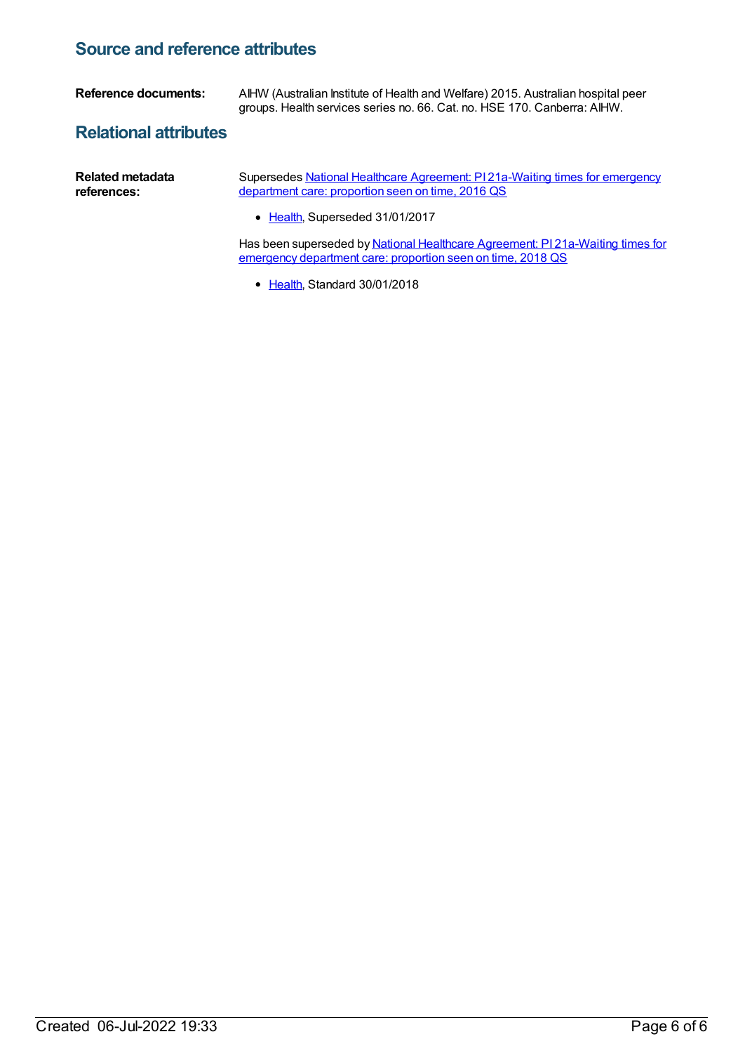## Source and reference attributes

**Reference documents:** AIHW (Australian Institute of Health and Welfare) 2015. Australian hospital peer groups. Health services series no. 66. Cat. no. HSE 170. Canberra: AIHW.

## Relational attributes

**Related metadata references:**

Supersedes National Healthcare Agreement: PI 21a-Waiting times for emergency department care: proportion seen on time, 2016 QS

- Health, Superseded 31/01/2017

Has been superseded by National Healthcare Agreement: PI 21a-Waiting times for emergency department care: proportion seen on time, 2018 QS

- Health, Standard 30/01/2018